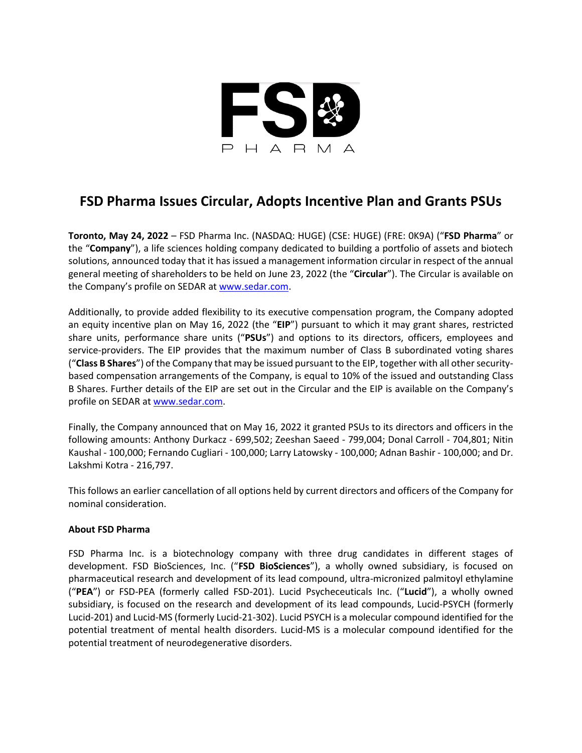# FSD Pharma Issues Circular, Adopts Incentive Plan and Grants PSUs

**Toronto, May 24, 2022** – FSD Pharma Inc. (NASDAQ: HUGE) (CSE: HUGE) (FRE: 0K9A) ("**FSD Pharma**" or the "**Company**"), a life sciences holding company dedicated to building a portfolio of assets and biotech solutions, announced today that it has issued a management information circular in respect of the annual general meeting of shareholders to be held on June 23, 2022 (the "**Circular**"). The Circular is available on the Company's profile on SEDAR at www.sedar.com.

Additionally, to provide added flexibility to its executive compensation program, the Company adopted an equity incentive plan on May 16, 2022 (the "**EIP**") pursuant to which it may grant shares, restricted share units, performance share units ("**PSUs**") and options to its directors, officers, employees and service-providers. The EIP provides that the maximum number of Class B subordinated voting shares ("**Class B Shares**") of the Company that may be issued pursuant to the EIP, together with all other security-based compensation arrangements of the Company, is equal to 10% of the issued and outstanding Class B Shares. Further details of the EIP are set out in the Circular and the EIP is available on the Company's profile on SEDAR at www.sedar.com.

Finally, the Company announced that on May 16, 2022 it granted PSUs to its directors and officers in the following amounts: Anthony Durkacz - 699,502; Zeeshan Saeed - 799,004; Donal Carroll - 704,801; Nitin Kaushal - 100,000; Fernando Cugliari - 100,000; Larry Latowsky - 100,000; Adnan Bashir - 100,000; and Dr. Lakshmi Kotra - 216,797.

This follows an earlier cancellation of all options held by current directors and officers of the Company for nominal consideration.

**About FSD Pharma**

FSD Pharma Inc. is a biotechnology company with three drug candidates in different stages of development. FSD BioSciences, Inc. ("**FSD BioSciences**"), a wholly owned subsidiary, is focused on pharmaceutical research and development of its lead compound, ultra-micronized palmitoyl ethylamine ("**PEA**") or FSD-PEA (formerly called FSD-201). Lucid Psycheceuticals Inc. ("**Lucid**"), a wholly owned subsidiary, is focused on the research and development of its lead compounds, Lucid-PSYCH (formerly Lucid-201) and Lucid-MS (formerly Lucid-21-302). Lucid PSYCH is a molecular compound identified for the potential treatment of mental health disorders. Lucid-MS is a molecular compound identified for the potential treatment of neurodegenerative disorders.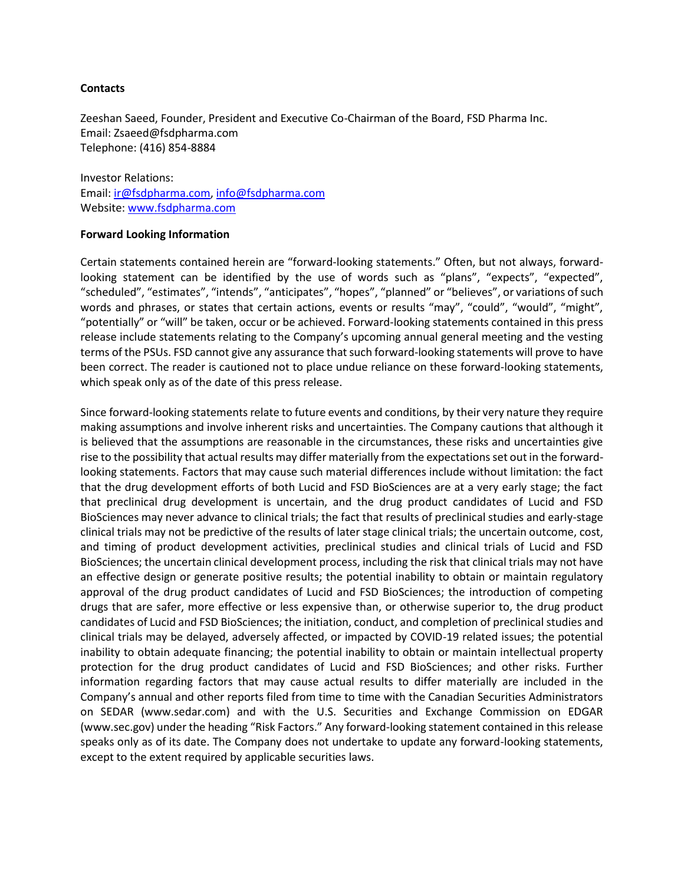**Contacts**

Zeeshan Saeed, Founder, President and Executive Co-Chairman of the Board, FSD Pharma Inc.
Email: Zsaeed@fsdpharma.com
Telephone: (416) 854-8884

Investor Relations:
Email: [ir@fsdpharma.com](mailto:ir@fsdpharma.com), [info@fsdpharma.com](mailto:info@fsdpharma.com)
Website: [www.fsdpharma.com](http://www.fsdpharma.com)

**Forward Looking Information**

Certain statements contained herein are "forward-looking statements." Often, but not always, forward-looking statement can be identified by the use of words such as "plans", "expects", "expected", "scheduled", "estimates", "intends", "anticipates", "hopes", "planned" or "believes", or variations of such words and phrases, or states that certain actions, events or results "may", "could", "would", "might", "potentially" or "will" be taken, occur or be achieved. Forward-looking statements contained in this press release include statements relating to the Company's upcoming annual general meeting and the vesting terms of the PSUs. FSD cannot give any assurance that such forward-looking statements will prove to have been correct. The reader is cautioned not to place undue reliance on these forward-looking statements, which speak only as of the date of this press release.

Since forward-looking statements relate to future events and conditions, by their very nature they require making assumptions and involve inherent risks and uncertainties. The Company cautions that although it is believed that the assumptions are reasonable in the circumstances, these risks and uncertainties give rise to the possibility that actual results may differ materially from the expectations set out in the forward-looking statements. Factors that may cause such material differences include without limitation: the fact that the drug development efforts of both Lucid and FSD BioSciences are at a very early stage; the fact that preclinical drug development is uncertain, and the drug product candidates of Lucid and FSD BioSciences may never advance to clinical trials; the fact that results of preclinical studies and early-stage clinical trials may not be predictive of the results of later stage clinical trials; the uncertain outcome, cost, and timing of product development activities, preclinical studies and clinical trials of Lucid and FSD BioSciences; the uncertain clinical development process, including the risk that clinical trials may not have an effective design or generate positive results; the potential inability to obtain or maintain regulatory approval of the drug product candidates of Lucid and FSD BioSciences; the introduction of competing drugs that are safer, more effective or less expensive than, or otherwise superior to, the drug product candidates of Lucid and FSD BioSciences; the initiation, conduct, and completion of preclinical studies and clinical trials may be delayed, adversely affected, or impacted by COVID-19 related issues; the potential inability to obtain adequate financing; the potential inability to obtain or maintain intellectual property protection for the drug product candidates of Lucid and FSD BioSciences; and other risks. Further information regarding factors that may cause actual results to differ materially are included in the Company's annual and other reports filed from time to time with the Canadian Securities Administrators on SEDAR (www.sedar.com) and with the U.S. Securities and Exchange Commission on EDGAR (www.sec.gov) under the heading "Risk Factors." Any forward-looking statement contained in this release speaks only as of its date. The Company does not undertake to update any forward-looking statements, except to the extent required by applicable securities laws.